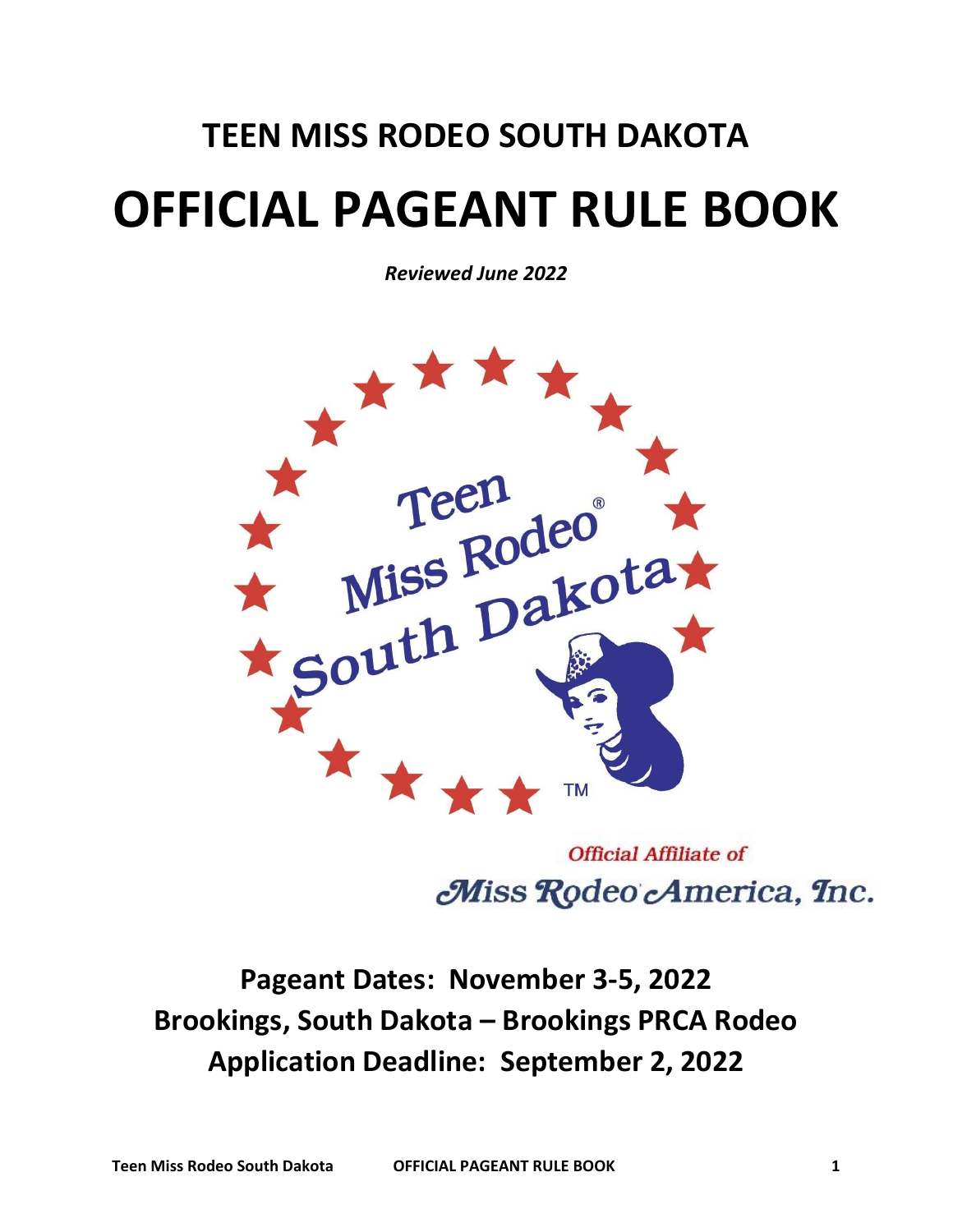# TEEN MISS RODEO SOUTH DAKOTA

# OFFICIAL PAGEANT RULE BOOK

***Reviewed June 2022***

Official Affiliate of

Miss Rodeo America, Inc.

**Pageant Dates: November 3-5, 2022**

**Brookings, South Dakota – Brookings PRCA Rodeo**

**Application Deadline: September 2, 2022**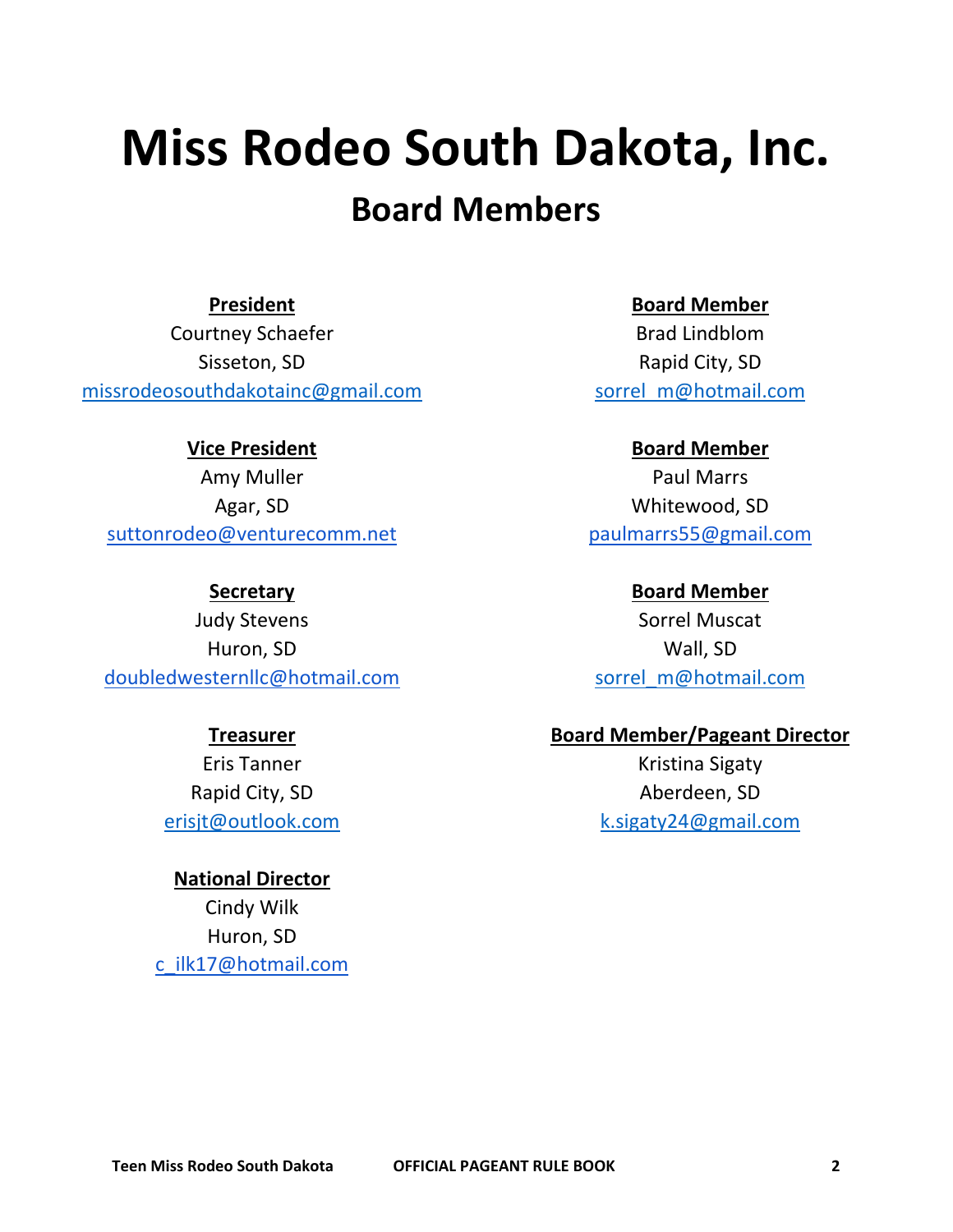# Miss Rodeo South Dakota, Inc.

## Board Members

**President**
Courtney Schaefer
Sisseton, SD
missrodeosouthdakotainc@gmail.com

**Vice President**
Amy Muller
Agar, SD
suttonrodeo@venturecomm.net

**Secretary**
Judy Stevens
Huron, SD
doubledwesternllc@hotmail.com

**Treasurer**
Eris Tanner
Rapid City, SD
erisjt@outlook.com

**National Director**
Cindy Wilk
Huron, SD
c_ilk17@hotmail.com

**Board Member**
Brad Lindblom
Rapid City, SD
sorrel_m@hotmail.com

**Board Member**
Paul Marrs
Whitewood, SD
paulmarrs55@gmail.com

**Board Member**
Sorrel Muscat
Wall, SD
sorrel_m@hotmail.com

**Board Member/Pageant Director**
Kristina Sigaty
Aberdeen, SD
k.sigaty24@gmail.com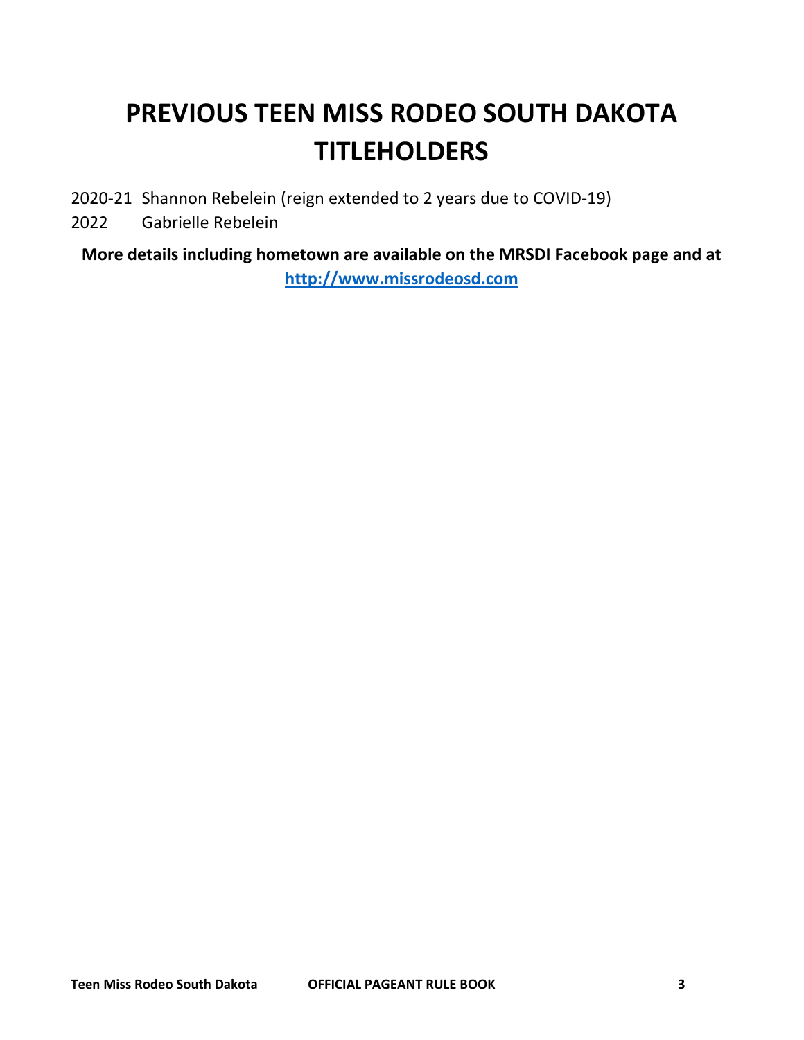# PREVIOUS TEEN MISS RODEO SOUTH DAKOTA TITLEHOLDERS

2020-21 Shannon Rebelein (reign extended to 2 years due to COVID-19)

2022 Gabrielle Rebelein

**More details including hometown are available on the MRSDI Facebook page and at [http://www.missrodeosd.com](http://www.missrodeosd.com)**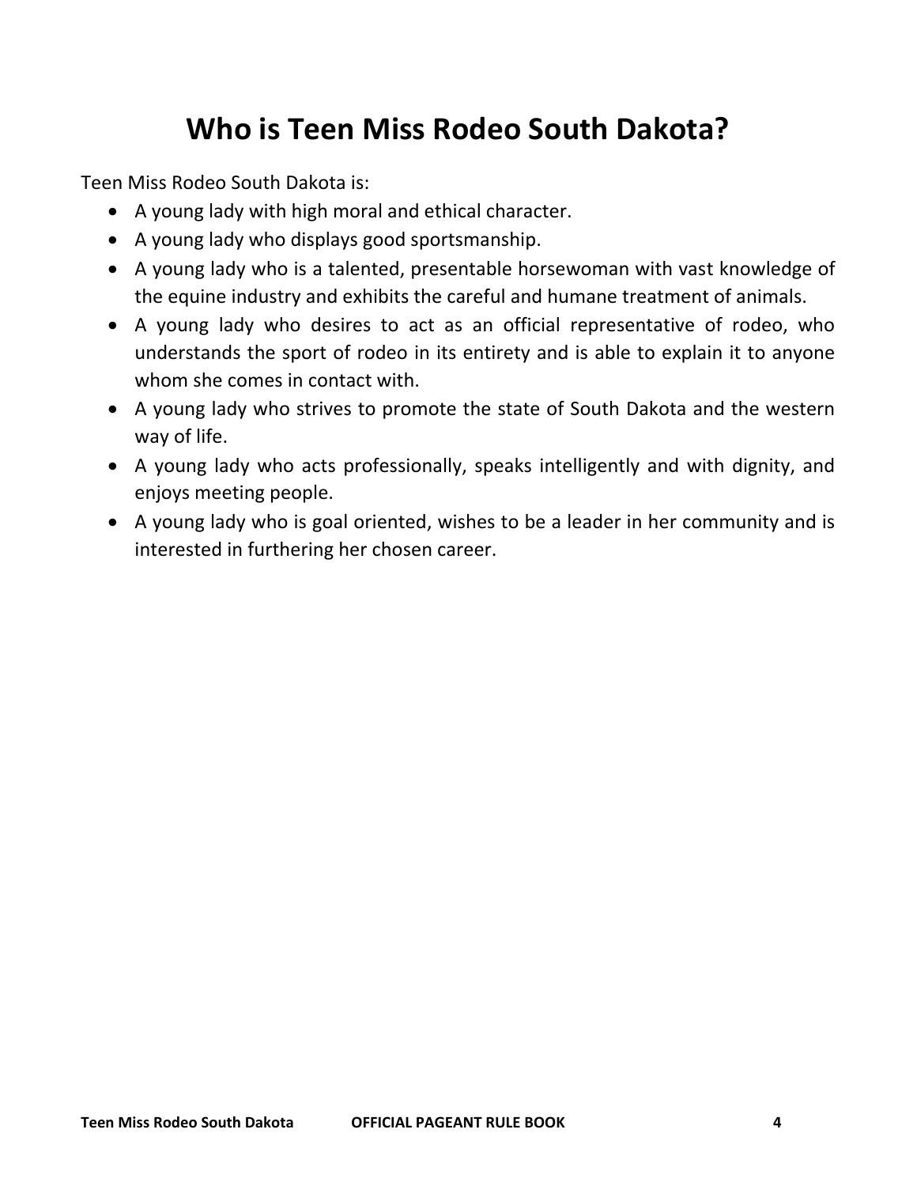# Who is Teen Miss Rodeo South Dakota?

Teen Miss Rodeo South Dakota is:

- A young lady with high moral and ethical character.
- A young lady who displays good sportsmanship.
- A young lady who is a talented, presentable horsewoman with vast knowledge of the equine industry and exhibits the careful and humane treatment of animals.
- A young lady who desires to act as an official representative of rodeo, who understands the sport of rodeo in its entirety and is able to explain it to anyone whom she comes in contact with.
- A young lady who strives to promote the state of South Dakota and the western way of life.
- A young lady who acts professionally, speaks intelligently and with dignity, and enjoys meeting people.
- A young lady who is goal oriented, wishes to be a leader in her community and is interested in furthering her chosen career.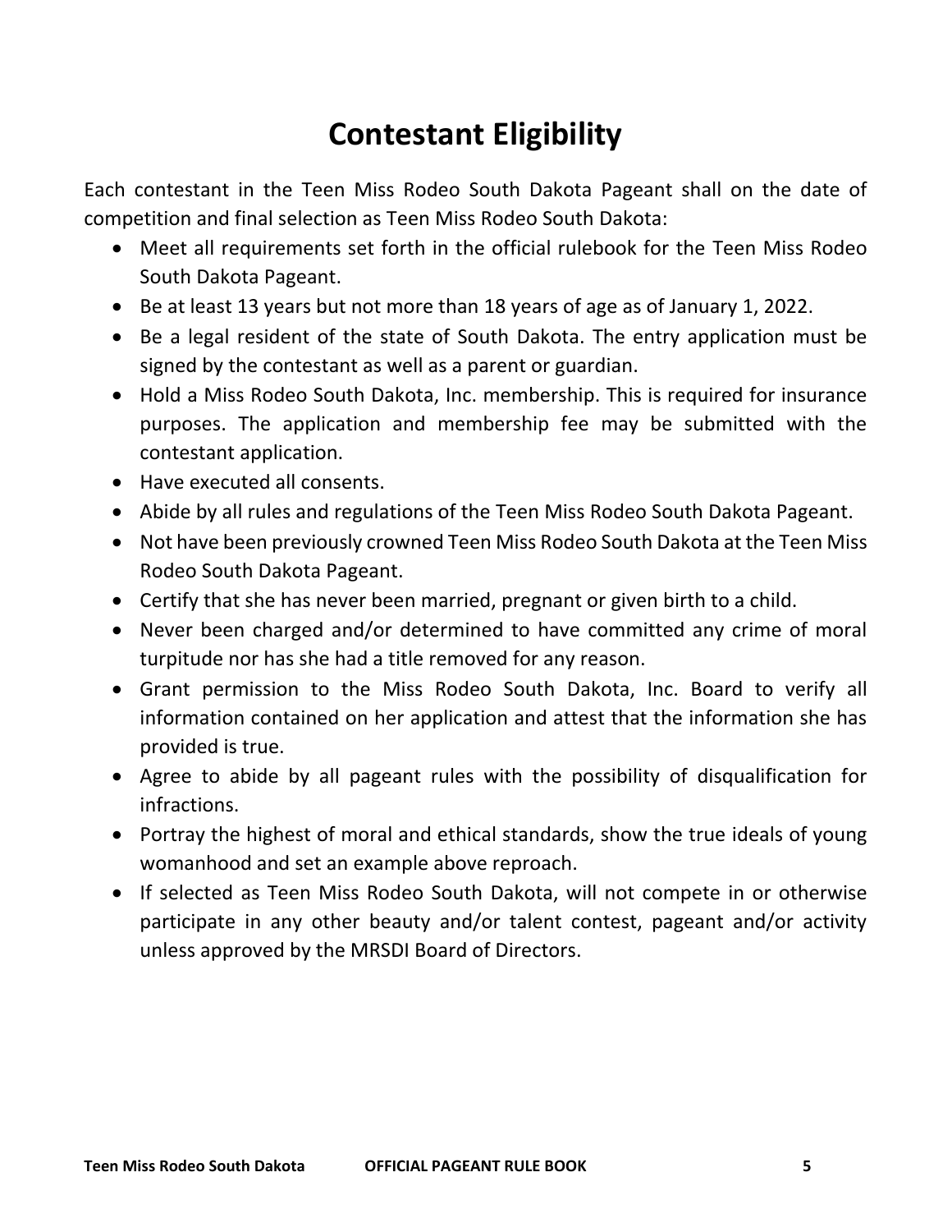# Contestant Eligibility

Each contestant in the Teen Miss Rodeo South Dakota Pageant shall on the date of competition and final selection as Teen Miss Rodeo South Dakota:

- Meet all requirements set forth in the official rulebook for the Teen Miss Rodeo South Dakota Pageant.
- Be at least 13 years but not more than 18 years of age as of January 1, 2022.
- Be a legal resident of the state of South Dakota. The entry application must be signed by the contestant as well as a parent or guardian.
- Hold a Miss Rodeo South Dakota, Inc. membership. This is required for insurance purposes. The application and membership fee may be submitted with the contestant application.
- Have executed all consents.
- Abide by all rules and regulations of the Teen Miss Rodeo South Dakota Pageant.
- Not have been previously crowned Teen Miss Rodeo South Dakota at the Teen Miss Rodeo South Dakota Pageant.
- Certify that she has never been married, pregnant or given birth to a child.
- Never been charged and/or determined to have committed any crime of moral turpitude nor has she had a title removed for any reason.
- Grant permission to the Miss Rodeo South Dakota, Inc. Board to verify all information contained on her application and attest that the information she has provided is true.
- Agree to abide by all pageant rules with the possibility of disqualification for infractions.
- Portray the highest of moral and ethical standards, show the true ideals of young womanhood and set an example above reproach.
- If selected as Teen Miss Rodeo South Dakota, will not compete in or otherwise participate in any other beauty and/or talent contest, pageant and/or activity unless approved by the MRSDI Board of Directors.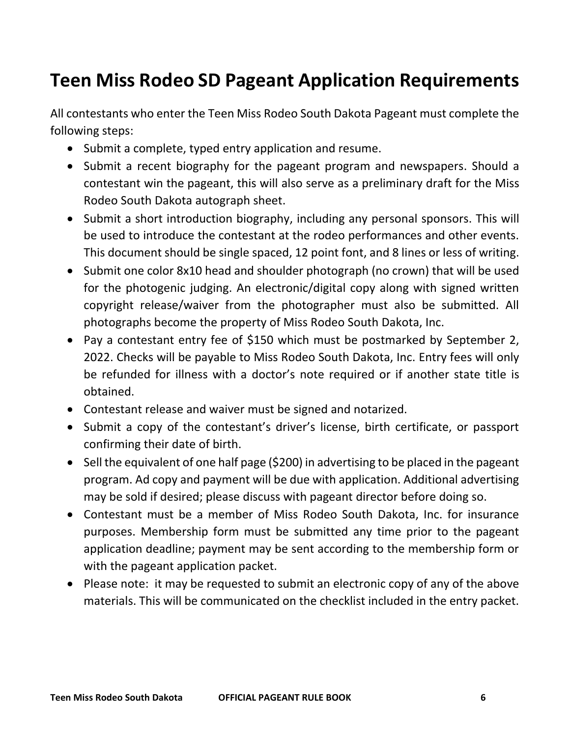# Teen Miss Rodeo SD Pageant Application Requirements

All contestants who enter the Teen Miss Rodeo South Dakota Pageant must complete the following steps:

- Submit a complete, typed entry application and resume.
- Submit a recent biography for the pageant program and newspapers. Should a contestant win the pageant, this will also serve as a preliminary draft for the Miss Rodeo South Dakota autograph sheet.
- Submit a short introduction biography, including any personal sponsors. This will be used to introduce the contestant at the rodeo performances and other events. This document should be single spaced, 12 point font, and 8 lines or less of writing.
- Submit one color 8x10 head and shoulder photograph (no crown) that will be used for the photogenic judging. An electronic/digital copy along with signed written copyright release/waiver from the photographer must also be submitted. All photographs become the property of Miss Rodeo South Dakota, Inc.
- Pay a contestant entry fee of $150 which must be postmarked by September 2, 2022. Checks will be payable to Miss Rodeo South Dakota, Inc. Entry fees will only be refunded for illness with a doctor's note required or if another state title is obtained.
- Contestant release and waiver must be signed and notarized.
- Submit a copy of the contestant's driver's license, birth certificate, or passport confirming their date of birth.
- Sell the equivalent of one half page ($200) in advertising to be placed in the pageant program. Ad copy and payment will be due with application. Additional advertising may be sold if desired; please discuss with pageant director before doing so.
- Contestant must be a member of Miss Rodeo South Dakota, Inc. for insurance purposes. Membership form must be submitted any time prior to the pageant application deadline; payment may be sent according to the membership form or with the pageant application packet.
- Please note: it may be requested to submit an electronic copy of any of the above materials. This will be communicated on the checklist included in the entry packet.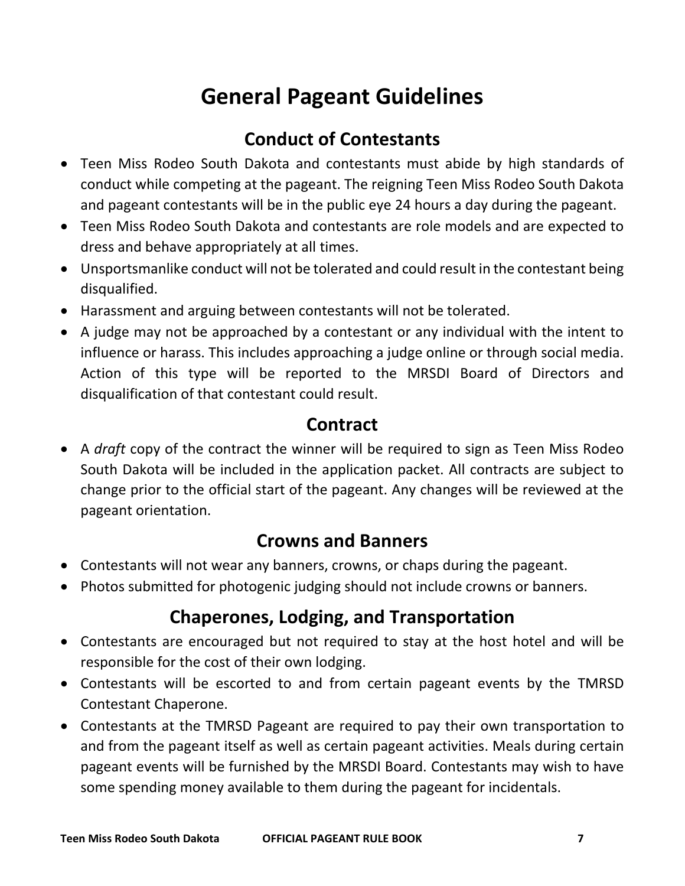# General Pageant Guidelines

## Conduct of Contestants

- Teen Miss Rodeo South Dakota and contestants must abide by high standards of conduct while competing at the pageant. The reigning Teen Miss Rodeo South Dakota and pageant contestants will be in the public eye 24 hours a day during the pageant.
- Teen Miss Rodeo South Dakota and contestants are role models and are expected to dress and behave appropriately at all times.
- Unsportsmanlike conduct will not be tolerated and could result in the contestant being disqualified.
- Harassment and arguing between contestants will not be tolerated.
- A judge may not be approached by a contestant or any individual with the intent to influence or harass. This includes approaching a judge online or through social media. Action of this type will be reported to the MRSDI Board of Directors and disqualification of that contestant could result.

## Contract

- A *draft* copy of the contract the winner will be required to sign as Teen Miss Rodeo South Dakota will be included in the application packet. All contracts are subject to change prior to the official start of the pageant. Any changes will be reviewed at the pageant orientation.

## Crowns and Banners

- Contestants will not wear any banners, crowns, or chaps during the pageant.
- Photos submitted for photogenic judging should not include crowns or banners.

## Chaperones, Lodging, and Transportation

- Contestants are encouraged but not required to stay at the host hotel and will be responsible for the cost of their own lodging.
- Contestants will be escorted to and from certain pageant events by the TMRSD Contestant Chaperone.
- Contestants at the TMRSD Pageant are required to pay their own transportation to and from the pageant itself as well as certain pageant activities. Meals during certain pageant events will be furnished by the MRSDI Board. Contestants may wish to have some spending money available to them during the pageant for incidentals.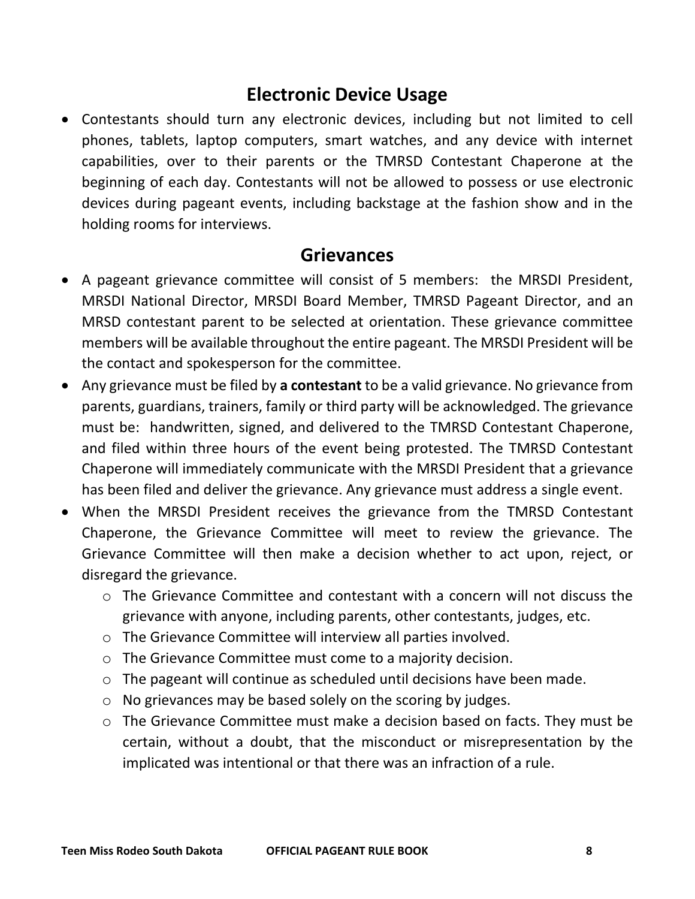## Electronic Device Usage

- Contestants should turn any electronic devices, including but not limited to cell phones, tablets, laptop computers, smart watches, and any device with internet capabilities, over to their parents or the TMRSD Contestant Chaperone at the beginning of each day. Contestants will not be allowed to possess or use electronic devices during pageant events, including backstage at the fashion show and in the holding rooms for interviews.

## Grievances

- A pageant grievance committee will consist of 5 members: the MRSDI President, MRSDI National Director, MRSDI Board Member, TMRSD Pageant Director, and an MRSD contestant parent to be selected at orientation. These grievance committee members will be available throughout the entire pageant. The MRSDI President will be the contact and spokesperson for the committee.
- Any grievance must be filed by **a contestant** to be a valid grievance. No grievance from parents, guardians, trainers, family or third party will be acknowledged. The grievance must be: handwritten, signed, and delivered to the TMRSD Contestant Chaperone, and filed within three hours of the event being protested. The TMRSD Contestant Chaperone will immediately communicate with the MRSDI President that a grievance has been filed and deliver the grievance. Any grievance must address a single event.
- When the MRSDI President receives the grievance from the TMRSD Contestant Chaperone, the Grievance Committee will meet to review the grievance. The Grievance Committee will then make a decision whether to act upon, reject, or disregard the grievance.
  - The Grievance Committee and contestant with a concern will not discuss the grievance with anyone, including parents, other contestants, judges, etc.
  - The Grievance Committee will interview all parties involved.
  - The Grievance Committee must come to a majority decision.
  - The pageant will continue as scheduled until decisions have been made.
  - No grievances may be based solely on the scoring by judges.
  - The Grievance Committee must make a decision based on facts. They must be certain, without a doubt, that the misconduct or misrepresentation by the implicated was intentional or that there was an infraction of a rule.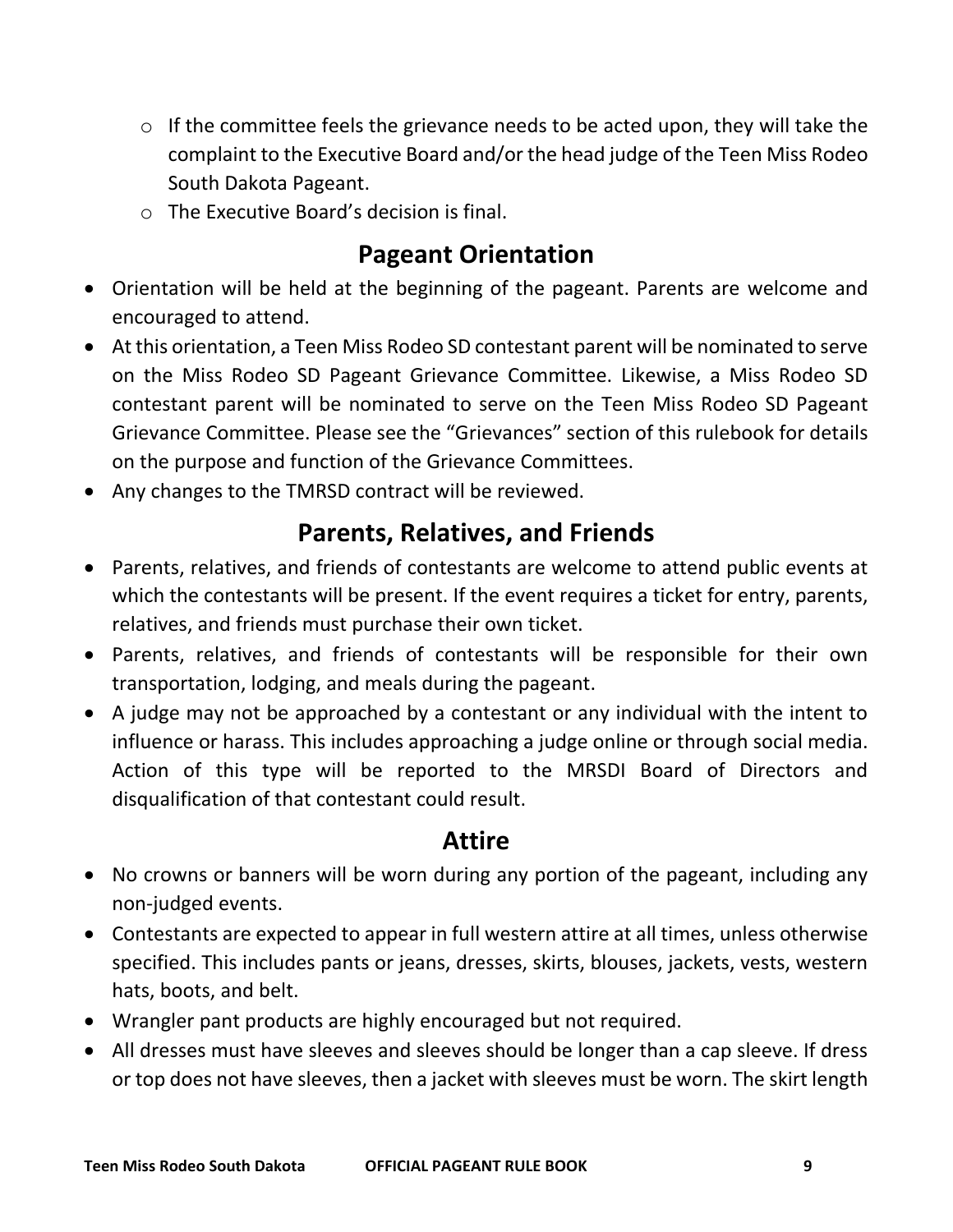- If the committee feels the grievance needs to be acted upon, they will take the complaint to the Executive Board and/or the head judge of the Teen Miss Rodeo South Dakota Pageant.
  - The Executive Board's decision is final.

## Pageant Orientation

- Orientation will be held at the beginning of the pageant. Parents are welcome and encouraged to attend.
- At this orientation, a Teen Miss Rodeo SD contestant parent will be nominated to serve on the Miss Rodeo SD Pageant Grievance Committee. Likewise, a Miss Rodeo SD contestant parent will be nominated to serve on the Teen Miss Rodeo SD Pageant Grievance Committee. Please see the "Grievances" section of this rulebook for details on the purpose and function of the Grievance Committees.
- Any changes to the TMRSD contract will be reviewed.

## Parents, Relatives, and Friends

- Parents, relatives, and friends of contestants are welcome to attend public events at which the contestants will be present. If the event requires a ticket for entry, parents, relatives, and friends must purchase their own ticket.
- Parents, relatives, and friends of contestants will be responsible for their own transportation, lodging, and meals during the pageant.
- A judge may not be approached by a contestant or any individual with the intent to influence or harass. This includes approaching a judge online or through social media. Action of this type will be reported to the MRSDI Board of Directors and disqualification of that contestant could result.

## Attire

- No crowns or banners will be worn during any portion of the pageant, including any non-judged events.
- Contestants are expected to appear in full western attire at all times, unless otherwise specified. This includes pants or jeans, dresses, skirts, blouses, jackets, vests, western hats, boots, and belt.
- Wrangler pant products are highly encouraged but not required.
- All dresses must have sleeves and sleeves should be longer than a cap sleeve. If dress or top does not have sleeves, then a jacket with sleeves must be worn. The skirt length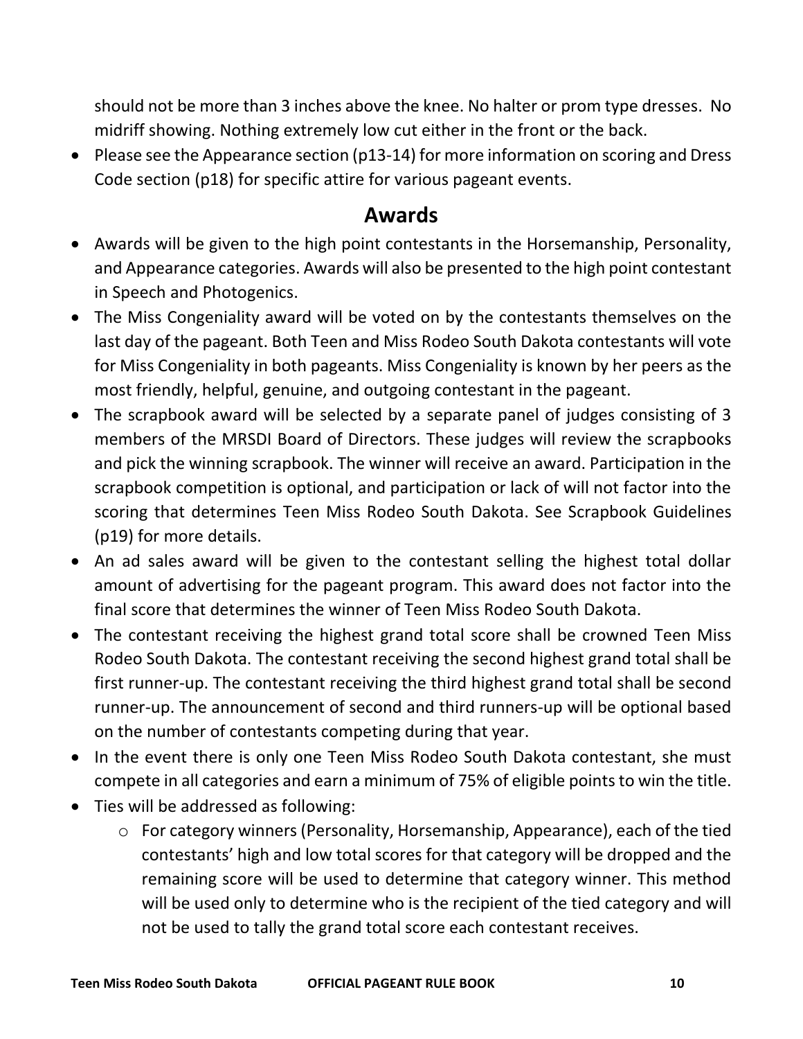should not be more than 3 inches above the knee. No halter or prom type dresses. No midriff showing. Nothing extremely low cut either in the front or the back.

- Please see the Appearance section (p13-14) for more information on scoring and Dress Code section (p18) for specific attire for various pageant events.

## Awards

- Awards will be given to the high point contestants in the Horsemanship, Personality, and Appearance categories. Awards will also be presented to the high point contestant in Speech and Photogenics.
- The Miss Congeniality award will be voted on by the contestants themselves on the last day of the pageant. Both Teen and Miss Rodeo South Dakota contestants will vote for Miss Congeniality in both pageants. Miss Congeniality is known by her peers as the most friendly, helpful, genuine, and outgoing contestant in the pageant.
- The scrapbook award will be selected by a separate panel of judges consisting of 3 members of the MRSDI Board of Directors. These judges will review the scrapbooks and pick the winning scrapbook. The winner will receive an award. Participation in the scrapbook competition is optional, and participation or lack of will not factor into the scoring that determines Teen Miss Rodeo South Dakota. See Scrapbook Guidelines (p19) for more details.
- An ad sales award will be given to the contestant selling the highest total dollar amount of advertising for the pageant program. This award does not factor into the final score that determines the winner of Teen Miss Rodeo South Dakota.
- The contestant receiving the highest grand total score shall be crowned Teen Miss Rodeo South Dakota. The contestant receiving the second highest grand total shall be first runner-up. The contestant receiving the third highest grand total shall be second runner-up. The announcement of second and third runners-up will be optional based on the number of contestants competing during that year.
- In the event there is only one Teen Miss Rodeo South Dakota contestant, she must compete in all categories and earn a minimum of 75% of eligible points to win the title.
- Ties will be addressed as following:
  - For category winners (Personality, Horsemanship, Appearance), each of the tied contestants' high and low total scores for that category will be dropped and the remaining score will be used to determine that category winner. This method will be used only to determine who is the recipient of the tied category and will not be used to tally the grand total score each contestant receives.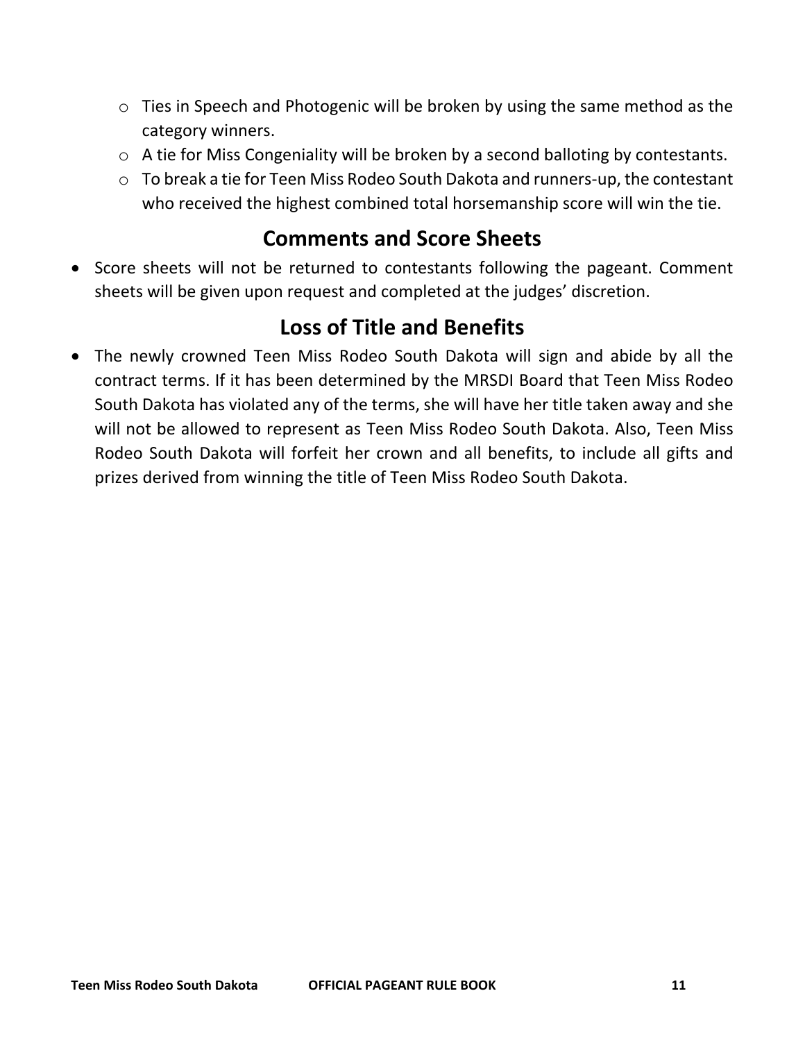- Ties in Speech and Photogenic will be broken by using the same method as the category winners.
- A tie for Miss Congeniality will be broken by a second balloting by contestants.
- To break a tie for Teen Miss Rodeo South Dakota and runners-up, the contestant who received the highest combined total horsemanship score will win the tie.

## Comments and Score Sheets

- Score sheets will not be returned to contestants following the pageant. Comment sheets will be given upon request and completed at the judges' discretion.

## Loss of Title and Benefits

- The newly crowned Teen Miss Rodeo South Dakota will sign and abide by all the contract terms. If it has been determined by the MRSDI Board that Teen Miss Rodeo South Dakota has violated any of the terms, she will have her title taken away and she will not be allowed to represent as Teen Miss Rodeo South Dakota. Also, Teen Miss Rodeo South Dakota will forfeit her crown and all benefits, to include all gifts and prizes derived from winning the title of Teen Miss Rodeo South Dakota.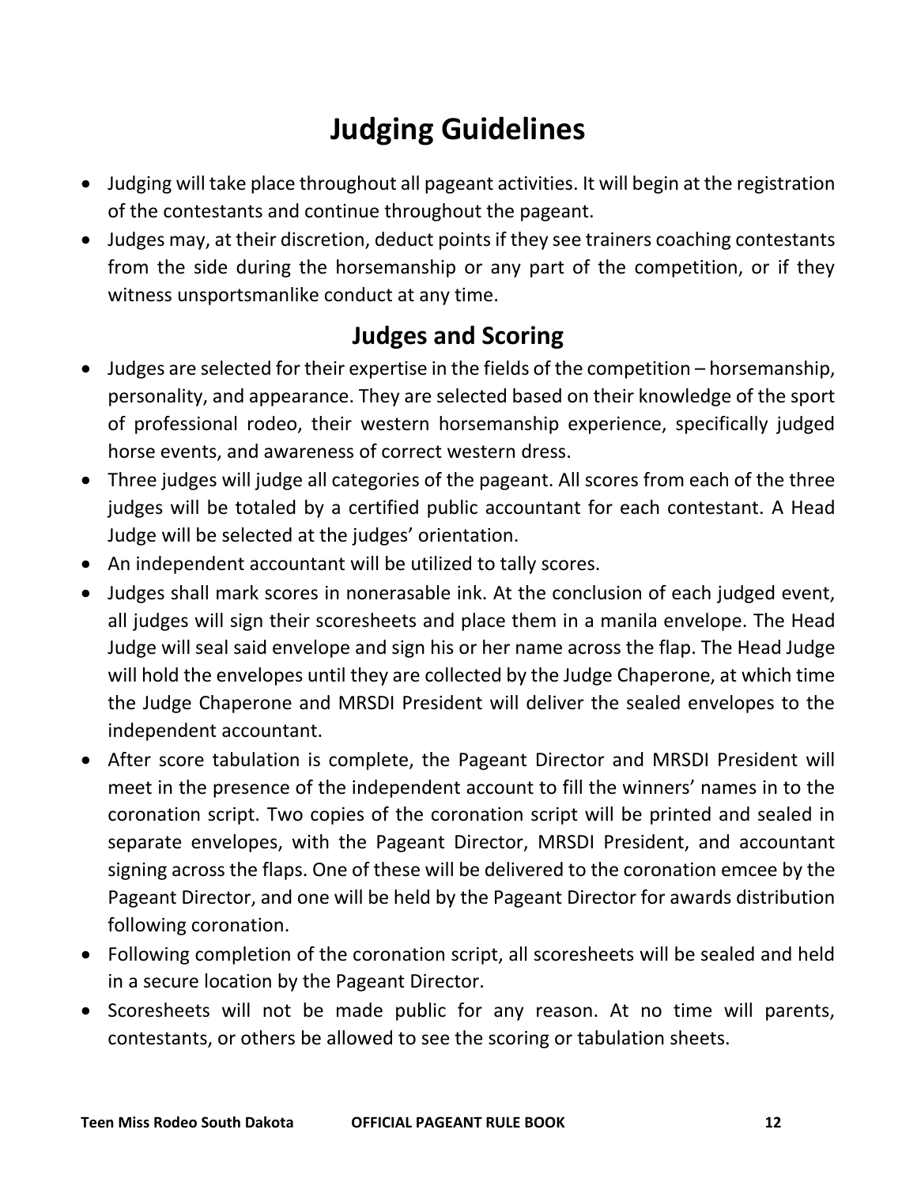# Judging Guidelines

- Judging will take place throughout all pageant activities. It will begin at the registration of the contestants and continue throughout the pageant.
- Judges may, at their discretion, deduct points if they see trainers coaching contestants from the side during the horsemanship or any part of the competition, or if they witness unsportsmanlike conduct at any time.

## Judges and Scoring

- Judges are selected for their expertise in the fields of the competition – horsemanship, personality, and appearance. They are selected based on their knowledge of the sport of professional rodeo, their western horsemanship experience, specifically judged horse events, and awareness of correct western dress.
- Three judges will judge all categories of the pageant. All scores from each of the three judges will be totaled by a certified public accountant for each contestant. A Head Judge will be selected at the judges' orientation.
- An independent accountant will be utilized to tally scores.
- Judges shall mark scores in nonerasable ink. At the conclusion of each judged event, all judges will sign their scoresheets and place them in a manila envelope. The Head Judge will seal said envelope and sign his or her name across the flap. The Head Judge will hold the envelopes until they are collected by the Judge Chaperone, at which time the Judge Chaperone and MRSDI President will deliver the sealed envelopes to the independent accountant.
- After score tabulation is complete, the Pageant Director and MRSDI President will meet in the presence of the independent account to fill the winners' names in to the coronation script. Two copies of the coronation script will be printed and sealed in separate envelopes, with the Pageant Director, MRSDI President, and accountant signing across the flaps. One of these will be delivered to the coronation emcee by the Pageant Director, and one will be held by the Pageant Director for awards distribution following coronation.
- Following completion of the coronation script, all scoresheets will be sealed and held in a secure location by the Pageant Director.
- Scoresheets will not be made public for any reason. At no time will parents, contestants, or others be allowed to see the scoring or tabulation sheets.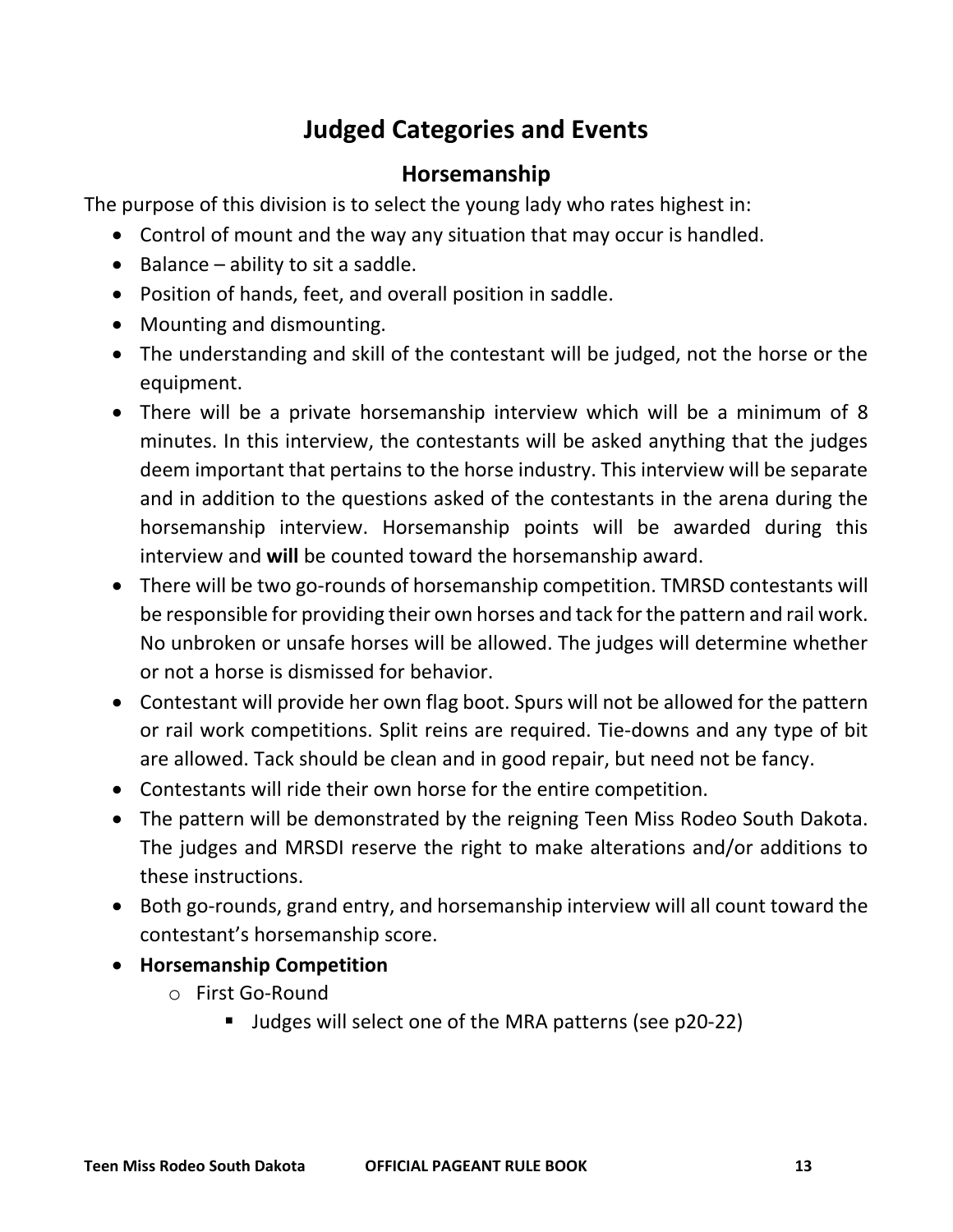# Judged Categories and Events

## Horsemanship

The purpose of this division is to select the young lady who rates highest in:

- Control of mount and the way any situation that may occur is handled.
- Balance – ability to sit a saddle.
- Position of hands, feet, and overall position in saddle.
- Mounting and dismounting.
- The understanding and skill of the contestant will be judged, not the horse or the equipment.
- There will be a private horsemanship interview which will be a minimum of 8 minutes. In this interview, the contestants will be asked anything that the judges deem important that pertains to the horse industry. This interview will be separate and in addition to the questions asked of the contestants in the arena during the horsemanship interview. Horsemanship points will be awarded during this interview and **will** be counted toward the horsemanship award.
- There will be two go-rounds of horsemanship competition. TMRSD contestants will be responsible for providing their own horses and tack for the pattern and rail work. No unbroken or unsafe horses will be allowed. The judges will determine whether or not a horse is dismissed for behavior.
- Contestant will provide her own flag boot. Spurs will not be allowed for the pattern or rail work competitions. Split reins are required. Tie-downs and any type of bit are allowed. Tack should be clean and in good repair, but need not be fancy.
- Contestants will ride their own horse for the entire competition.
- The pattern will be demonstrated by the reigning Teen Miss Rodeo South Dakota. The judges and MRSDI reserve the right to make alterations and/or additions to these instructions.
- Both go-rounds, grand entry, and horsemanship interview will all count toward the contestant's horsemanship score.
- **Horsemanship Competition**
  - First Go-Round
    - Judges will select one of the MRA patterns (see p20-22)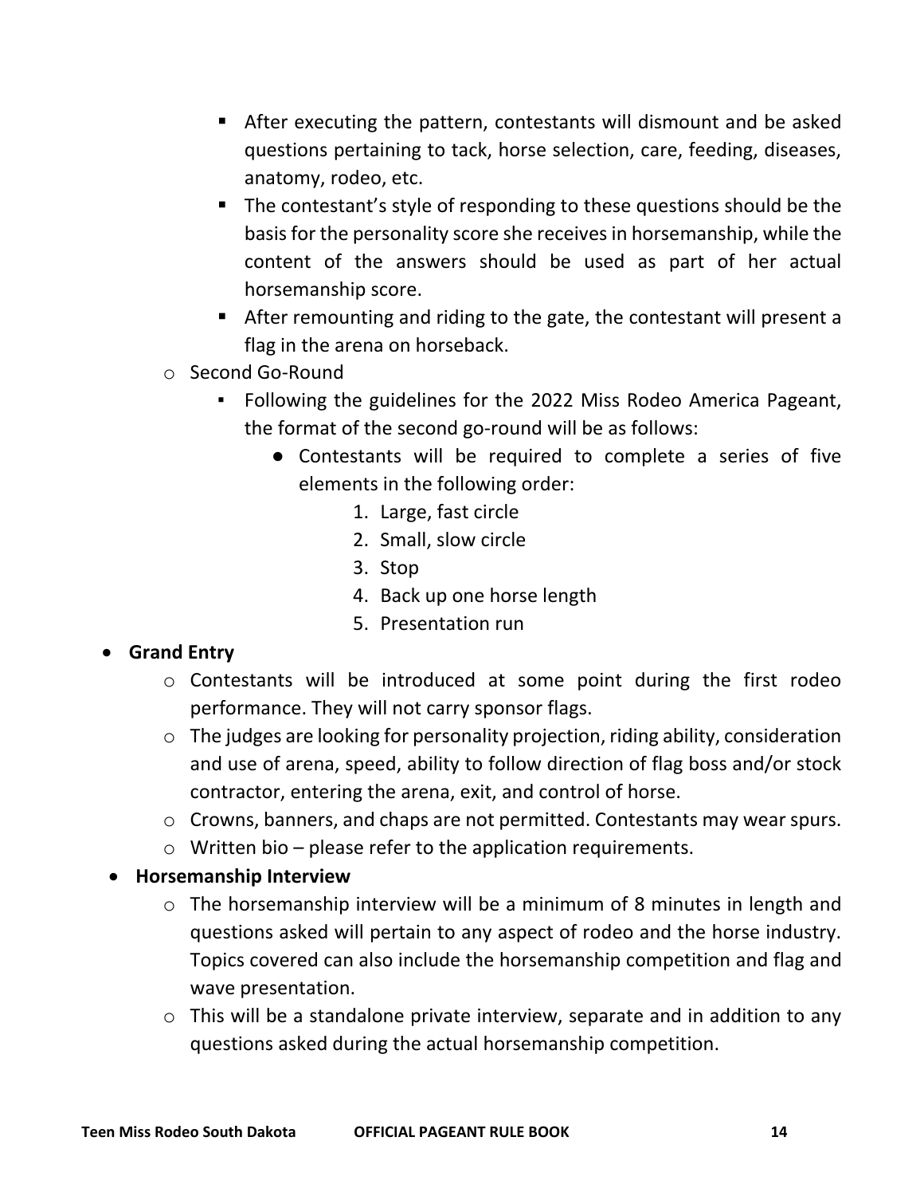- After executing the pattern, contestants will dismount and be asked questions pertaining to tack, horse selection, care, feeding, diseases, anatomy, rodeo, etc.
    - The contestant's style of responding to these questions should be the basis for the personality score she receives in horsemanship, while the content of the answers should be used as part of her actual horsemanship score.
    - After remounting and riding to the gate, the contestant will present a flag in the arena on horseback.
  - Second Go-Round
    - Following the guidelines for the 2022 Miss Rodeo America Pageant, the format of the second go-round will be as follows:
      - Contestants will be required to complete a series of five elements in the following order:
        1. Large, fast circle
        2. Small, slow circle
        3. Stop
        4. Back up one horse length
        5. Presentation run

- **Grand Entry**
  - Contestants will be introduced at some point during the first rodeo performance. They will not carry sponsor flags.
  - The judges are looking for personality projection, riding ability, consideration and use of arena, speed, ability to follow direction of flag boss and/or stock contractor, entering the arena, exit, and control of horse.
  - Crowns, banners, and chaps are not permitted. Contestants may wear spurs.
  - Written bio – please refer to the application requirements.

- **Horsemanship Interview**
  - The horsemanship interview will be a minimum of 8 minutes in length and questions asked will pertain to any aspect of rodeo and the horse industry. Topics covered can also include the horsemanship competition and flag and wave presentation.
  - This will be a standalone private interview, separate and in addition to any questions asked during the actual horsemanship competition.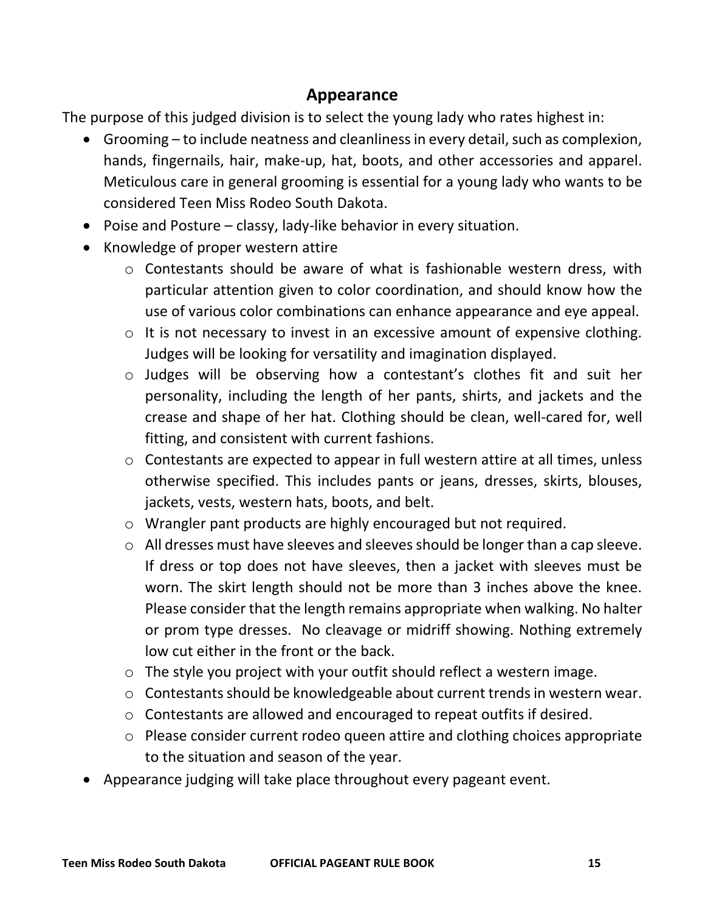## Appearance

The purpose of this judged division is to select the young lady who rates highest in:

- Grooming – to include neatness and cleanliness in every detail, such as complexion, hands, fingernails, hair, make-up, hat, boots, and other accessories and apparel. Meticulous care in general grooming is essential for a young lady who wants to be considered Teen Miss Rodeo South Dakota.
- Poise and Posture – classy, lady-like behavior in every situation.
- Knowledge of proper western attire
  - Contestants should be aware of what is fashionable western dress, with particular attention given to color coordination, and should know how the use of various color combinations can enhance appearance and eye appeal.
  - It is not necessary to invest in an excessive amount of expensive clothing. Judges will be looking for versatility and imagination displayed.
  - Judges will be observing how a contestant's clothes fit and suit her personality, including the length of her pants, shirts, and jackets and the crease and shape of her hat. Clothing should be clean, well-cared for, well fitting, and consistent with current fashions.
  - Contestants are expected to appear in full western attire at all times, unless otherwise specified. This includes pants or jeans, dresses, skirts, blouses, jackets, vests, western hats, boots, and belt.
  - Wrangler pant products are highly encouraged but not required.
  - All dresses must have sleeves and sleeves should be longer than a cap sleeve. If dress or top does not have sleeves, then a jacket with sleeves must be worn. The skirt length should not be more than 3 inches above the knee. Please consider that the length remains appropriate when walking. No halter or prom type dresses. No cleavage or midriff showing. Nothing extremely low cut either in the front or the back.
  - The style you project with your outfit should reflect a western image.
  - Contestants should be knowledgeable about current trends in western wear.
  - Contestants are allowed and encouraged to repeat outfits if desired.
  - Please consider current rodeo queen attire and clothing choices appropriate to the situation and season of the year.
- Appearance judging will take place throughout every pageant event.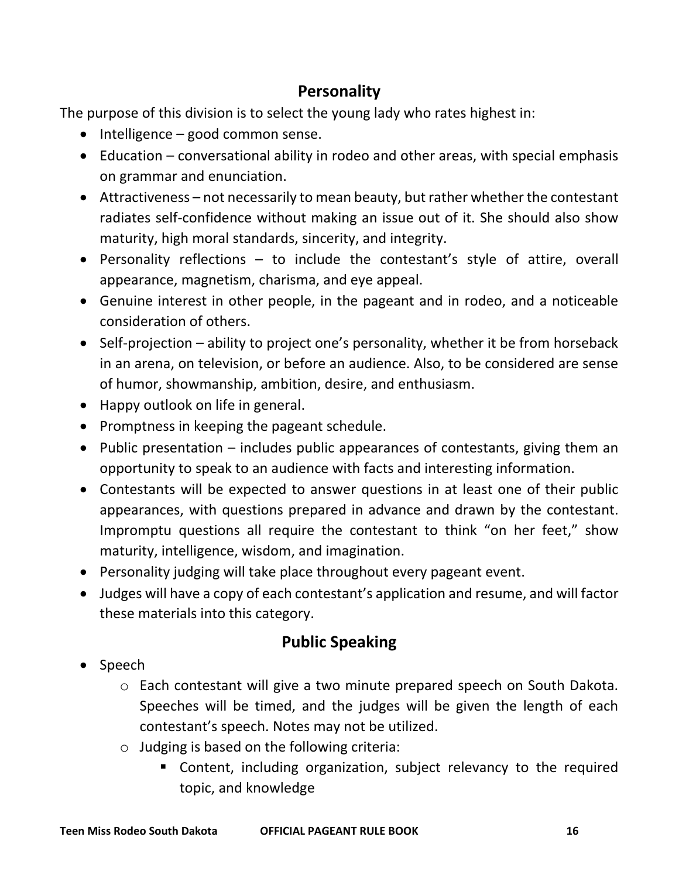## Personality

The purpose of this division is to select the young lady who rates highest in:

- Intelligence – good common sense.
- Education – conversational ability in rodeo and other areas, with special emphasis on grammar and enunciation.
- Attractiveness – not necessarily to mean beauty, but rather whether the contestant radiates self-confidence without making an issue out of it. She should also show maturity, high moral standards, sincerity, and integrity.
- Personality reflections – to include the contestant's style of attire, overall appearance, magnetism, charisma, and eye appeal.
- Genuine interest in other people, in the pageant and in rodeo, and a noticeable consideration of others.
- Self-projection – ability to project one's personality, whether it be from horseback in an arena, on television, or before an audience. Also, to be considered are sense of humor, showmanship, ambition, desire, and enthusiasm.
- Happy outlook on life in general.
- Promptness in keeping the pageant schedule.
- Public presentation – includes public appearances of contestants, giving them an opportunity to speak to an audience with facts and interesting information.
- Contestants will be expected to answer questions in at least one of their public appearances, with questions prepared in advance and drawn by the contestant. Impromptu questions all require the contestant to think "on her feet," show maturity, intelligence, wisdom, and imagination.
- Personality judging will take place throughout every pageant event.
- Judges will have a copy of each contestant's application and resume, and will factor these materials into this category.

## Public Speaking

- Speech
  - Each contestant will give a two minute prepared speech on South Dakota. Speeches will be timed, and the judges will be given the length of each contestant's speech. Notes may not be utilized.
  - Judging is based on the following criteria:
    - Content, including organization, subject relevancy to the required topic, and knowledge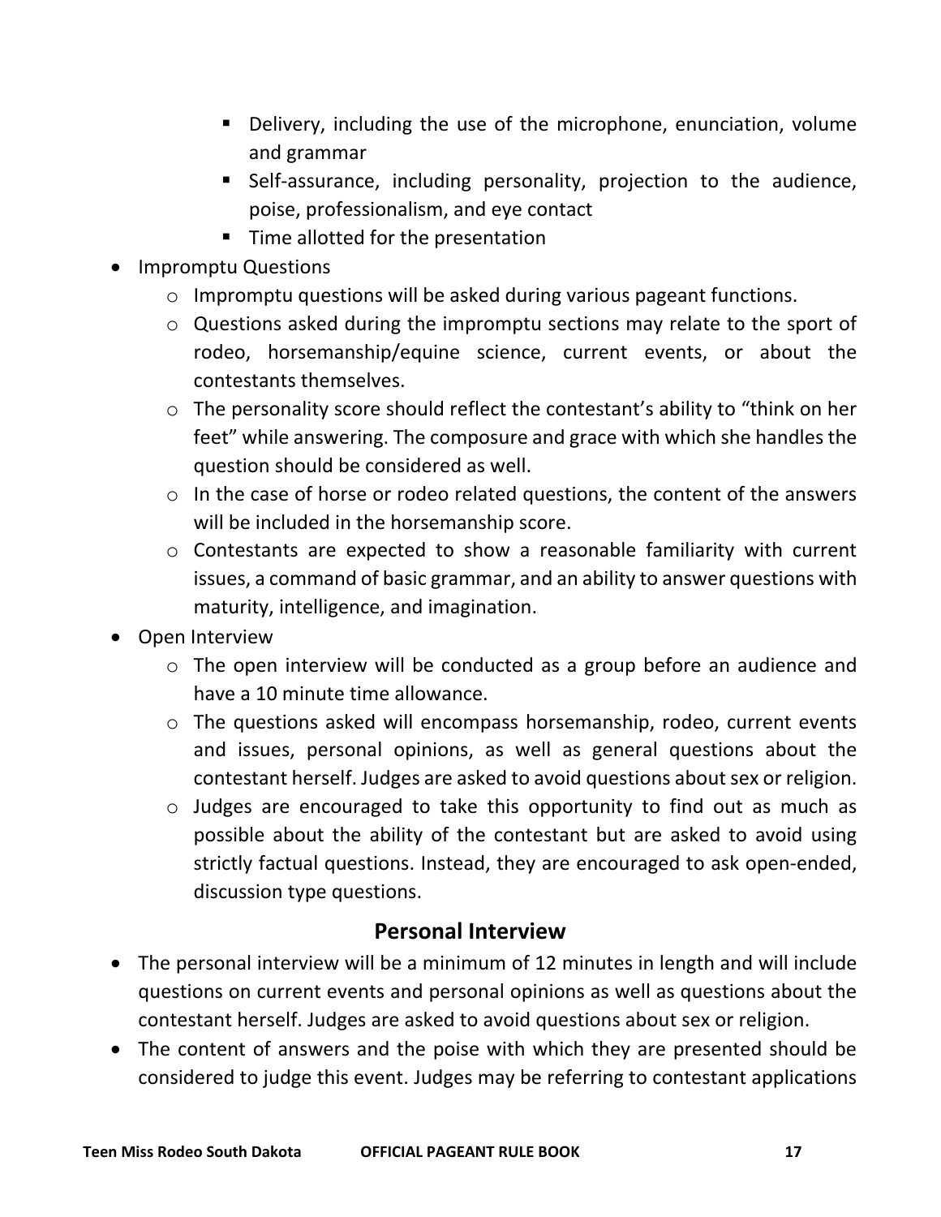- Delivery, including the use of the microphone, enunciation, volume and grammar
        - Self-assurance, including personality, projection to the audience, poise, professionalism, and eye contact
        - Time allotted for the presentation

- Impromptu Questions
    - Impromptu questions will be asked during various pageant functions.
    - Questions asked during the impromptu sections may relate to the sport of rodeo, horsemanship/equine science, current events, or about the contestants themselves.
    - The personality score should reflect the contestant's ability to "think on her feet" while answering. The composure and grace with which she handles the question should be considered as well.
    - In the case of horse or rodeo related questions, the content of the answers will be included in the horsemanship score.
    - Contestants are expected to show a reasonable familiarity with current issues, a command of basic grammar, and an ability to answer questions with maturity, intelligence, and imagination.
- Open Interview
    - The open interview will be conducted as a group before an audience and have a 10 minute time allowance.
    - The questions asked will encompass horsemanship, rodeo, current events and issues, personal opinions, as well as general questions about the contestant herself. Judges are asked to avoid questions about sex or religion.
    - Judges are encouraged to take this opportunity to find out as much as possible about the ability of the contestant but are asked to avoid using strictly factual questions. Instead, they are encouraged to ask open-ended, discussion type questions.

## Personal Interview

- The personal interview will be a minimum of 12 minutes in length and will include questions on current events and personal opinions as well as questions about the contestant herself. Judges are asked to avoid questions about sex or religion.
- The content of answers and the poise with which they are presented should be considered to judge this event. Judges may be referring to contestant applications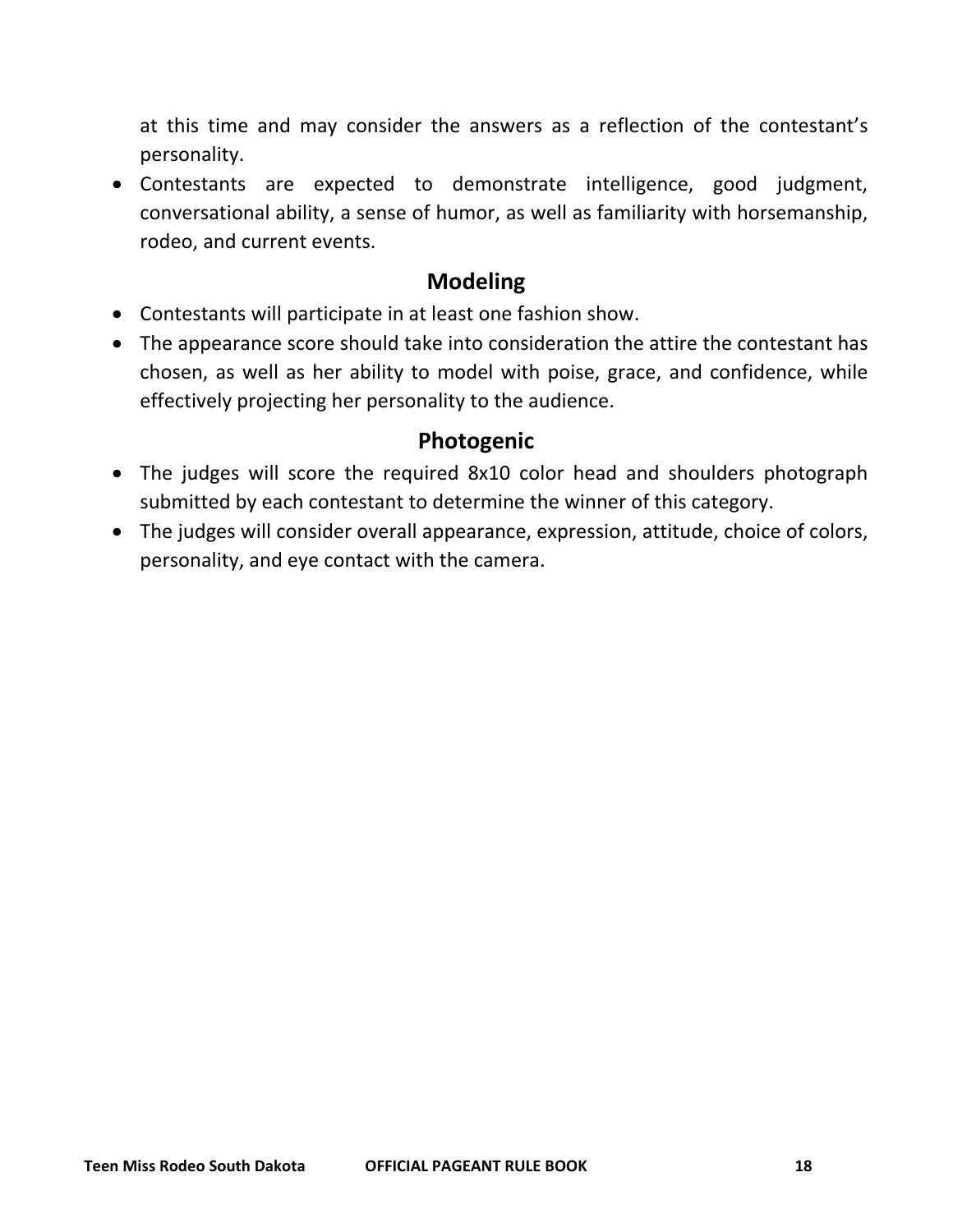at this time and may consider the answers as a reflection of the contestant's personality.

- Contestants are expected to demonstrate intelligence, good judgment, conversational ability, a sense of humor, as well as familiarity with horsemanship, rodeo, and current events.

## Modeling

- Contestants will participate in at least one fashion show.
- The appearance score should take into consideration the attire the contestant has chosen, as well as her ability to model with poise, grace, and confidence, while effectively projecting her personality to the audience.

## Photogenic

- The judges will score the required 8x10 color head and shoulders photograph submitted by each contestant to determine the winner of this category.
- The judges will consider overall appearance, expression, attitude, choice of colors, personality, and eye contact with the camera.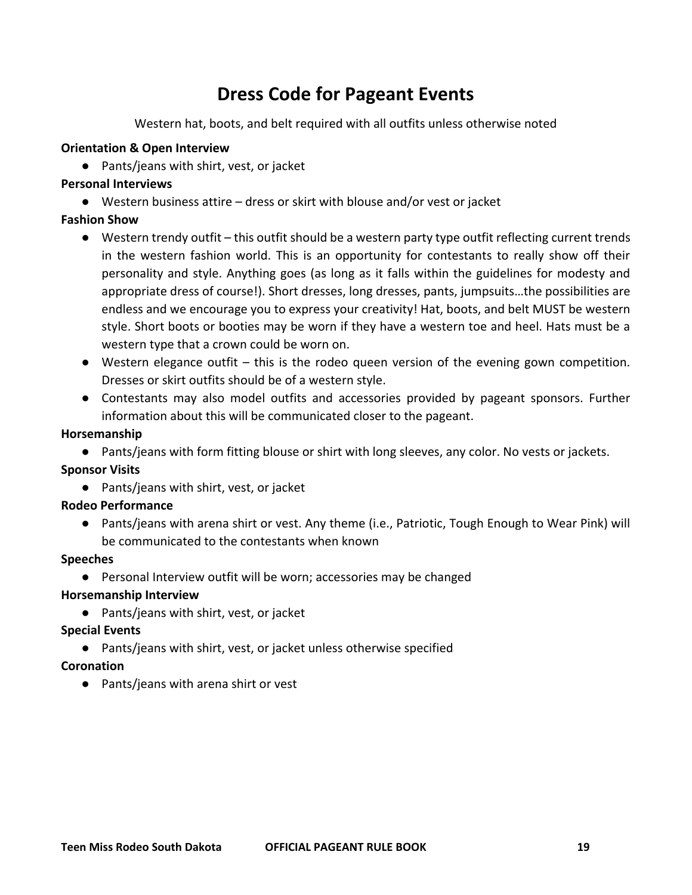# Dress Code for Pageant Events

Western hat, boots, and belt required with all outfits unless otherwise noted

**Orientation & Open Interview**

- Pants/jeans with shirt, vest, or jacket

**Personal Interviews**

- Western business attire – dress or skirt with blouse and/or vest or jacket

**Fashion Show**

- Western trendy outfit – this outfit should be a western party type outfit reflecting current trends in the western fashion world. This is an opportunity for contestants to really show off their personality and style. Anything goes (as long as it falls within the guidelines for modesty and appropriate dress of course!). Short dresses, long dresses, pants, jumpsuits…the possibilities are endless and we encourage you to express your creativity! Hat, boots, and belt MUST be western style. Short boots or booties may be worn if they have a western toe and heel. Hats must be a western type that a crown could be worn on.
- Western elegance outfit – this is the rodeo queen version of the evening gown competition. Dresses or skirt outfits should be of a western style.
- Contestants may also model outfits and accessories provided by pageant sponsors. Further information about this will be communicated closer to the pageant.

**Horsemanship**

- Pants/jeans with form fitting blouse or shirt with long sleeves, any color. No vests or jackets.

**Sponsor Visits**

- Pants/jeans with shirt, vest, or jacket

**Rodeo Performance**

- Pants/jeans with arena shirt or vest. Any theme (i.e., Patriotic, Tough Enough to Wear Pink) will be communicated to the contestants when known

**Speeches**

- Personal Interview outfit will be worn; accessories may be changed

**Horsemanship Interview**

- Pants/jeans with shirt, vest, or jacket

**Special Events**

- Pants/jeans with shirt, vest, or jacket unless otherwise specified

**Coronation**

- Pants/jeans with arena shirt or vest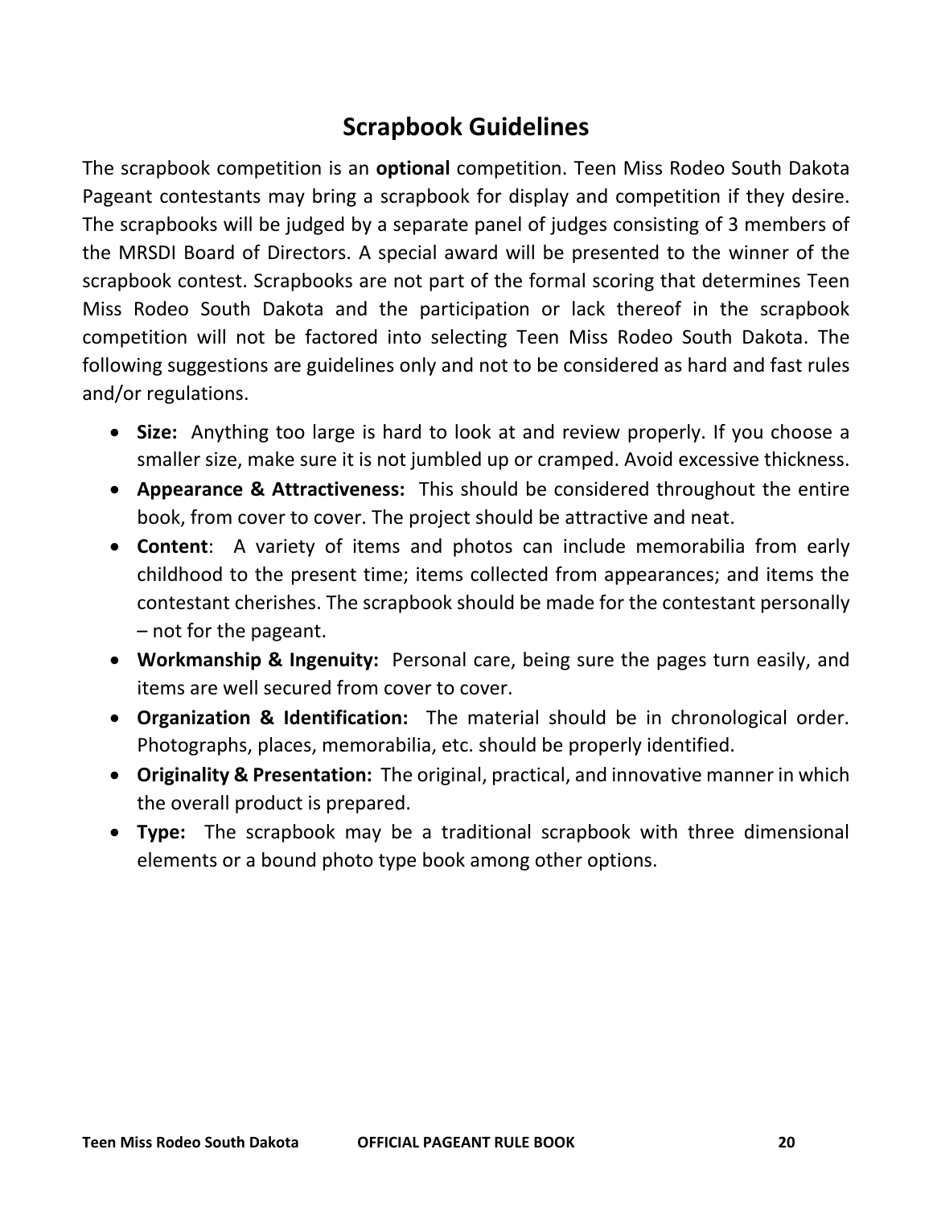# Scrapbook Guidelines

The scrapbook competition is an **optional** competition. Teen Miss Rodeo South Dakota Pageant contestants may bring a scrapbook for display and competition if they desire. The scrapbooks will be judged by a separate panel of judges consisting of 3 members of the MRSDI Board of Directors. A special award will be presented to the winner of the scrapbook contest. Scrapbooks are not part of the formal scoring that determines Teen Miss Rodeo South Dakota and the participation or lack thereof in the scrapbook competition will not be factored into selecting Teen Miss Rodeo South Dakota. The following suggestions are guidelines only and not to be considered as hard and fast rules and/or regulations.

- **Size:** Anything too large is hard to look at and review properly. If you choose a smaller size, make sure it is not jumbled up or cramped. Avoid excessive thickness.
- **Appearance & Attractiveness:** This should be considered throughout the entire book, from cover to cover. The project should be attractive and neat.
- **Content**: A variety of items and photos can include memorabilia from early childhood to the present time; items collected from appearances; and items the contestant cherishes. The scrapbook should be made for the contestant personally – not for the pageant.
- **Workmanship & Ingenuity:** Personal care, being sure the pages turn easily, and items are well secured from cover to cover.
- **Organization & Identification:** The material should be in chronological order. Photographs, places, memorabilia, etc. should be properly identified.
- **Originality & Presentation:** The original, practical, and innovative manner in which the overall product is prepared.
- **Type:** The scrapbook may be a traditional scrapbook with three dimensional elements or a bound photo type book among other options.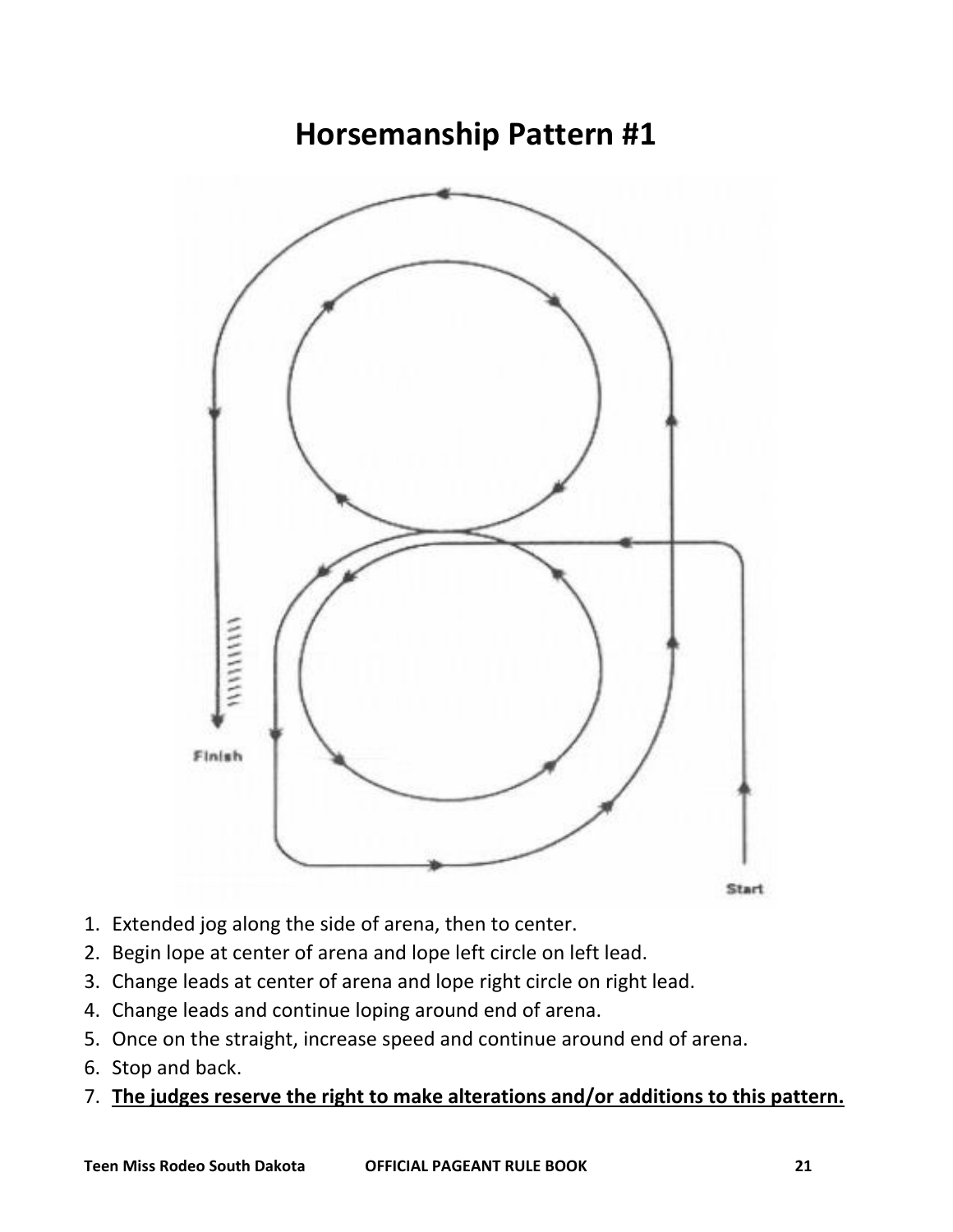# Horsemanship Pattern #1

Finish

Start

1. Extended jog along the side of arena, then to center.
2. Begin lope at center of arena and lope left circle on left lead.
3. Change leads at center of arena and lope right circle on right lead.
4. Change leads and continue loping around end of arena.
5. Once on the straight, increase speed and continue around end of arena.
6. Stop and back.
7. **<u>The judges reserve the right to make alterations and/or additions to this pattern.</u>**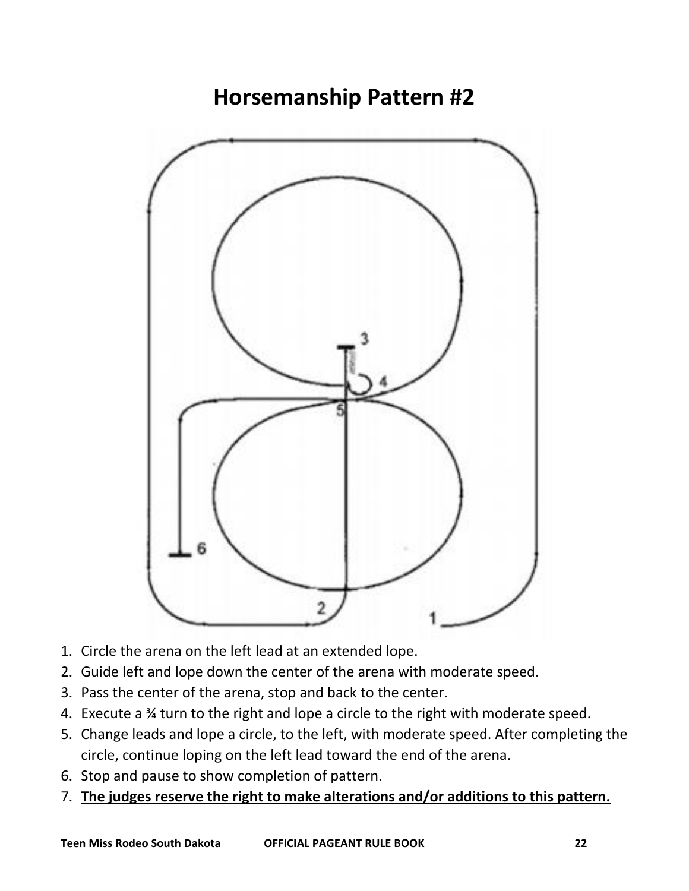# Horsemanship Pattern #2

1. Circle the arena on the left lead at an extended lope.
2. Guide left and lope down the center of the arena with moderate speed.
3. Pass the center of the arena, stop and back to the center.
4. Execute a ¾ turn to the right and lope a circle to the right with moderate speed.
5. Change leads and lope a circle, to the left, with moderate speed. After completing the circle, continue loping on the left lead toward the end of the arena.
6. Stop and pause to show completion of pattern.
7. **The judges reserve the right to make alterations and/or additions to this pattern.**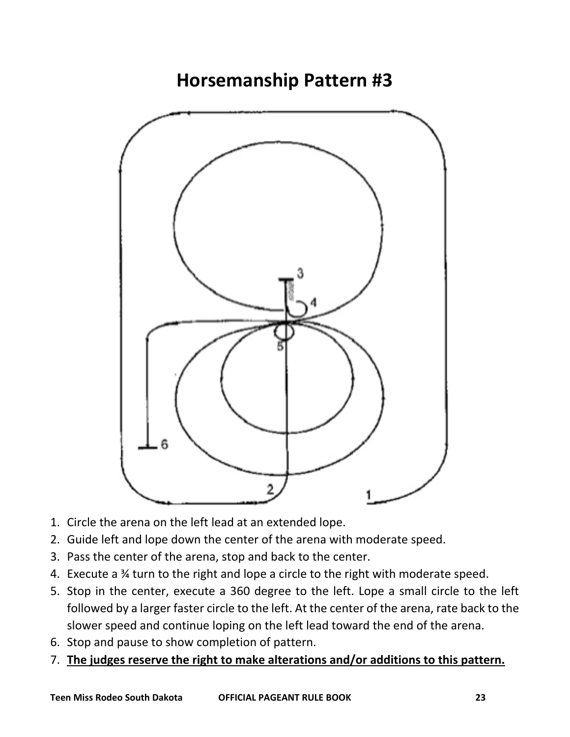# Horsemanship Pattern #3

3
4
5
6
2
1

1. Circle the arena on the left lead at an extended lope.
2. Guide left and lope down the center of the arena with moderate speed.
3. Pass the center of the arena, stop and back to the center.
4. Execute a ¾ turn to the right and lope a circle to the right with moderate speed.
5. Stop in the center, execute a 360 degree to the left. Lope a small circle to the left followed by a larger faster circle to the left. At the center of the arena, rate back to the slower speed and continue loping on the left lead toward the end of the arena.
6. Stop and pause to show completion of pattern.
7. **<u>The judges reserve the right to make alterations and/or additions to this pattern.</u>**